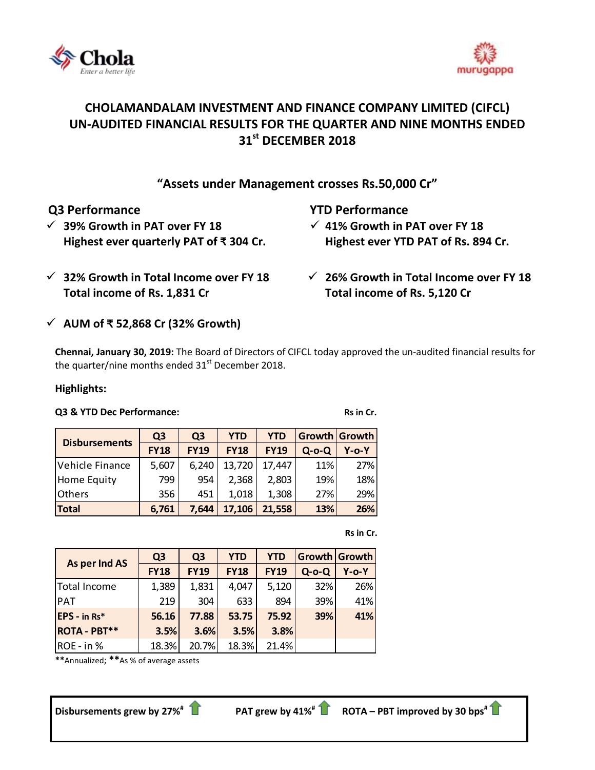# CHOLAMANDALAM INVESTMENT AND FINANCE COMPANY LIMITED (CIFCL) UN-AUDITED FINANCIAL RESULTS FOR THE QUARTER AND NINE MONTHS ENDED 31st DECEMBER 2018

## "Assets under Management crosses Rs.50,000 Cr"

### Q3 Performance

- ✓ **39% Growth in PAT over FY 18**
  **Highest ever quarterly PAT of ₹ 304 Cr.**
- ✓ **32% Growth in Total Income over FY 18**
  **Total income of Rs. 1,831 Cr**
- ✓ **AUM of ₹ 52,868 Cr (32% Growth)**

### YTD Performance

- ✓ **41% Growth in PAT over FY 18**
  **Highest ever YTD PAT of Rs. 894 Cr.**
- ✓ **26% Growth in Total Income over FY 18**
  **Total income of Rs. 5,120 Cr**

**Chennai, January 30, 2019:** The Board of Directors of CIFCL today approved the un-audited financial results for the quarter/nine months ended 31st December 2018.

**Highlights:**

**Q3 & YTD Dec Performance:** **Rs in Cr.**

| Disbursements | Q3 FY18 | Q3 FY19 | YTD FY18 | YTD FY19 | Growth Q-o-Q | Growth Y-o-Y |
|---|---|---|---|---|---|---|
| Vehicle Finance | 5,607 | 6,240 | 13,720 | 17,447 | 11% | 27% |
| Home Equity | 799 | 954 | 2,368 | 2,803 | 19% | 18% |
| Others | 356 | 451 | 1,018 | 1,308 | 27% | 29% |
| **Total** | **6,761** | **7,644** | **17,106** | **21,558** | **13%** | **26%** |

**Rs in Cr.**

| As per Ind AS | Q3 FY18 | Q3 FY19 | YTD FY18 | YTD FY19 | Growth Q-o-Q | Growth Y-o-Y |
|---|---|---|---|---|---|---|
| Total Income | 1,389 | 1,831 | 4,047 | 5,120 | 32% | 26% |
| PAT | 219 | 304 | 633 | 894 | 39% | 41% |
| **EPS - in Rs*** | **56.16** | **77.88** | **53.75** | **75.92** | **39%** | **41%** |
| **ROTA - PBT**** | **3.5%** | **3.6%** | **3.5%** | **3.8%** | | |
| ROE - in % | 18.3% | 20.7% | 18.3% | 21.4% | | |

**Annualized; **As % of average assets

**Disbursements grew by 27%#** ↑ **PAT grew by 41%#** ↑ **ROTA – PBT improved by 30 bps#** ↑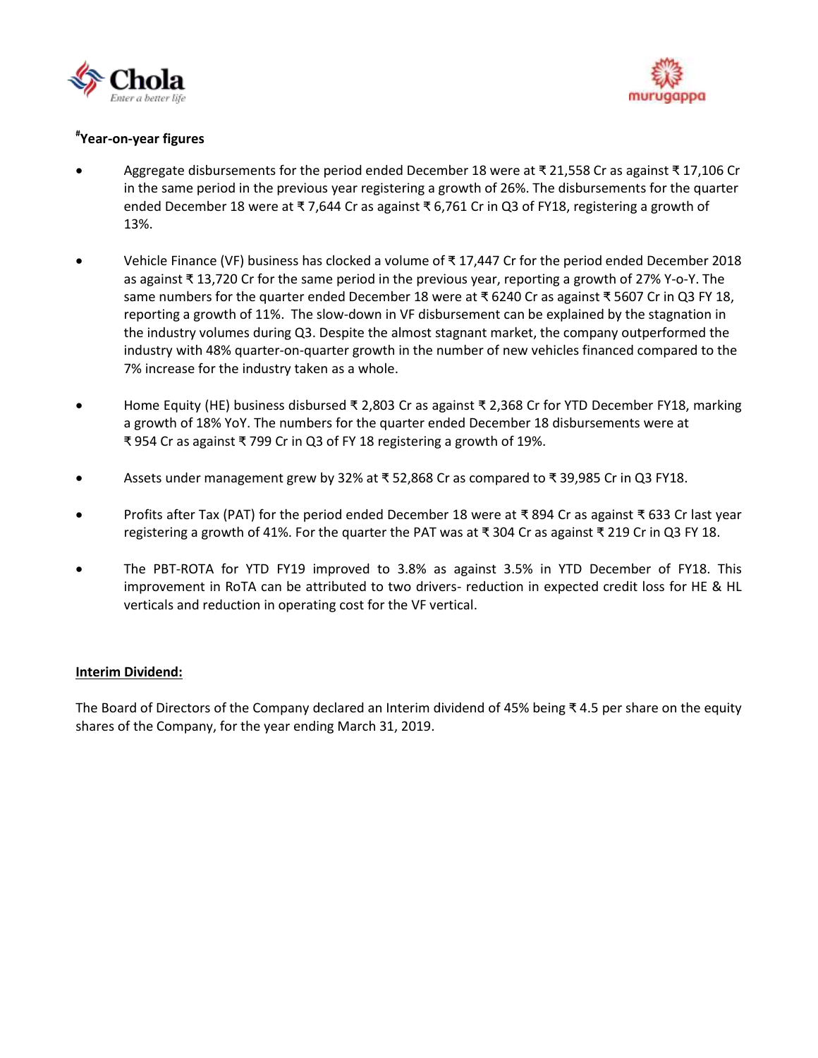### #Year-on-year figures

- Aggregate disbursements for the period ended December 18 were at ₹ 21,558 Cr as against ₹ 17,106 Cr in the same period in the previous year registering a growth of 26%. The disbursements for the quarter ended December 18 were at ₹ 7,644 Cr as against ₹ 6,761 Cr in Q3 of FY18, registering a growth of 13%.

- Vehicle Finance (VF) business has clocked a volume of ₹ 17,447 Cr for the period ended December 2018 as against ₹ 13,720 Cr for the same period in the previous year, reporting a growth of 27% Y-o-Y. The same numbers for the quarter ended December 18 were at ₹ 6240 Cr as against ₹ 5607 Cr in Q3 FY 18, reporting a growth of 11%. The slow-down in VF disbursement can be explained by the stagnation in the industry volumes during Q3. Despite the almost stagnant market, the company outperformed the industry with 48% quarter-on-quarter growth in the number of new vehicles financed compared to the 7% increase for the industry taken as a whole.

- Home Equity (HE) business disbursed ₹ 2,803 Cr as against ₹ 2,368 Cr for YTD December FY18, marking a growth of 18% YoY. The numbers for the quarter ended December 18 disbursements were at ₹ 954 Cr as against ₹ 799 Cr in Q3 of FY 18 registering a growth of 19%.

- Assets under management grew by 32% at ₹ 52,868 Cr as compared to ₹ 39,985 Cr in Q3 FY18.

- Profits after Tax (PAT) for the period ended December 18 were at ₹ 894 Cr as against ₹ 633 Cr last year registering a growth of 41%. For the quarter the PAT was at ₹ 304 Cr as against ₹ 219 Cr in Q3 FY 18.

- The PBT-ROTA for YTD FY19 improved to 3.8% as against 3.5% in YTD December of FY18. This improvement in RoTA can be attributed to two drivers- reduction in expected credit loss for HE & HL verticals and reduction in operating cost for the VF vertical.

**Interim Dividend:**

The Board of Directors of the Company declared an Interim dividend of 45% being ₹ 4.5 per share on the equity shares of the Company, for the year ending March 31, 2019.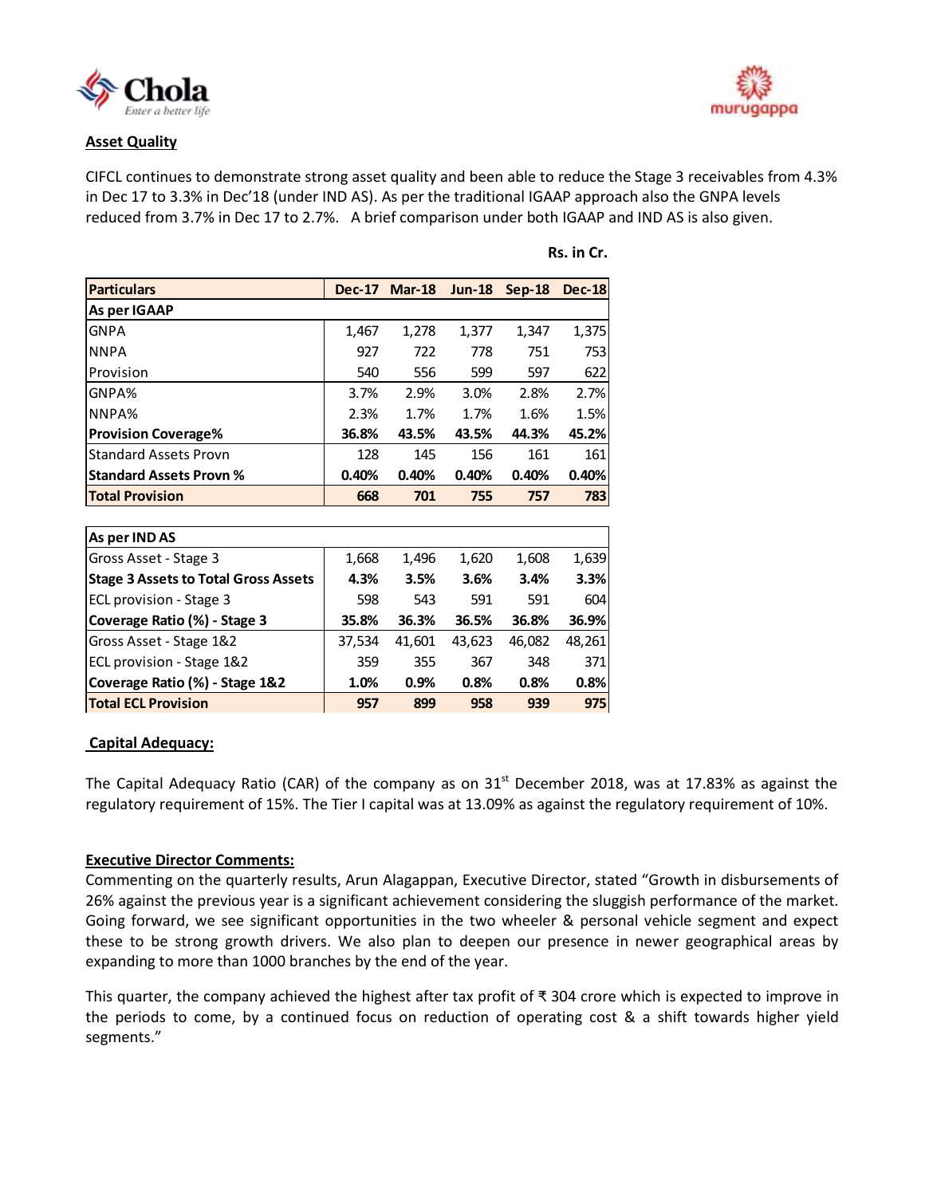## Asset Quality

CIFCL continues to demonstrate strong asset quality and been able to reduce the Stage 3 receivables from 4.3% in Dec 17 to 3.3% in Dec'18 (under IND AS). As per the traditional IGAAP approach also the GNPA levels reduced from 3.7% in Dec 17 to 2.7%. A brief comparison under both IGAAP and IND AS is also given.

**Rs. in Cr.**

| Particulars | Dec-17 | Mar-18 | Jun-18 | Sep-18 | Dec-18 |
|---|---|---|---|---|---|
| **As per IGAAP** | | | | | |
| GNPA | 1,467 | 1,278 | 1,377 | 1,347 | 1,375 |
| NNPA | 927 | 722 | 778 | 751 | 753 |
| Provision | 540 | 556 | 599 | 597 | 622 |
| GNPA% | 3.7% | 2.9% | 3.0% | 2.8% | 2.7% |
| NNPA% | 2.3% | 1.7% | 1.7% | 1.6% | 1.5% |
| **Provision Coverage%** | **36.8%** | **43.5%** | **43.5%** | **44.3%** | **45.2%** |
| Standard Assets Provn | 128 | 145 | 156 | 161 | 161 |
| **Standard Assets Provn %** | **0.40%** | **0.40%** | **0.40%** | **0.40%** | **0.40%** |
| **Total Provision** | **668** | **701** | **755** | **757** | **783** |

| As per IND AS | Dec-17 | Mar-18 | Jun-18 | Sep-18 | Dec-18 |
|---|---|---|---|---|---|
| Gross Asset - Stage 3 | 1,668 | 1,496 | 1,620 | 1,608 | 1,639 |
| **Stage 3 Assets to Total Gross Assets** | **4.3%** | **3.5%** | **3.6%** | **3.4%** | **3.3%** |
| ECL provision - Stage 3 | 598 | 543 | 591 | 591 | 604 |
| **Coverage Ratio (%) - Stage 3** | **35.8%** | **36.3%** | **36.5%** | **36.8%** | **36.9%** |
| Gross Asset - Stage 1&2 | 37,534 | 41,601 | 43,623 | 46,082 | 48,261 |
| ECL provision - Stage 1&2 | 359 | 355 | 367 | 348 | 371 |
| **Coverage Ratio (%) - Stage 1&2** | **1.0%** | **0.9%** | **0.8%** | **0.8%** | **0.8%** |
| **Total ECL Provision** | **957** | **899** | **958** | **939** | **975** |

## Capital Adequacy:

The Capital Adequacy Ratio (CAR) of the company as on 31st December 2018, was at 17.83% as against the regulatory requirement of 15%. The Tier I capital was at 13.09% as against the regulatory requirement of 10%.

## Executive Director Comments:

Commenting on the quarterly results, Arun Alagappan, Executive Director, stated "Growth in disbursements of 26% against the previous year is a significant achievement considering the sluggish performance of the market. Going forward, we see significant opportunities in the two wheeler & personal vehicle segment and expect these to be strong growth drivers. We also plan to deepen our presence in newer geographical areas by expanding to more than 1000 branches by the end of the year.

This quarter, the company achieved the highest after tax profit of ₹ 304 crore which is expected to improve in the periods to come, by a continued focus on reduction of operating cost & a shift towards higher yield segments."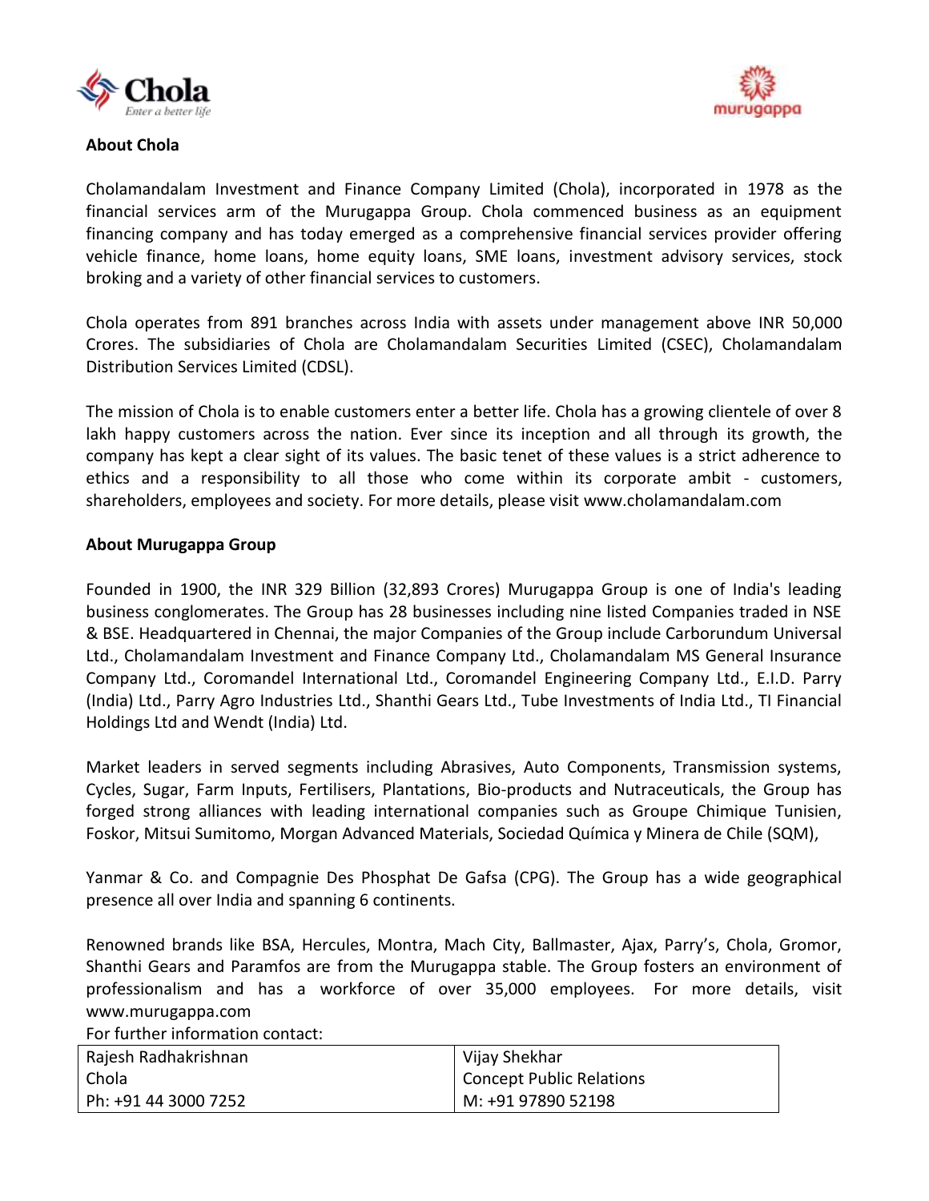**About Chola**

Cholamandalam Investment and Finance Company Limited (Chola), incorporated in 1978 as the financial services arm of the Murugappa Group. Chola commenced business as an equipment financing company and has today emerged as a comprehensive financial services provider offering vehicle finance, home loans, home equity loans, SME loans, investment advisory services, stock broking and a variety of other financial services to customers.

Chola operates from 891 branches across India with assets under management above INR 50,000 Crores. The subsidiaries of Chola are Cholamandalam Securities Limited (CSEC), Cholamandalam Distribution Services Limited (CDSL).

The mission of Chola is to enable customers enter a better life. Chola has a growing clientele of over 8 lakh happy customers across the nation. Ever since its inception and all through its growth, the company has kept a clear sight of its values. The basic tenet of these values is a strict adherence to ethics and a responsibility to all those who come within its corporate ambit - customers, shareholders, employees and society. For more details, please visit www.cholamandalam.com

**About Murugappa Group**

Founded in 1900, the INR 329 Billion (32,893 Crores) Murugappa Group is one of India's leading business conglomerates. The Group has 28 businesses including nine listed Companies traded in NSE & BSE. Headquartered in Chennai, the major Companies of the Group include Carborundum Universal Ltd., Cholamandalam Investment and Finance Company Ltd., Cholamandalam MS General Insurance Company Ltd., Coromandel International Ltd., Coromandel Engineering Company Ltd., E.I.D. Parry (India) Ltd., Parry Agro Industries Ltd., Shanthi Gears Ltd., Tube Investments of India Ltd., TI Financial Holdings Ltd and Wendt (India) Ltd.

Market leaders in served segments including Abrasives, Auto Components, Transmission systems, Cycles, Sugar, Farm Inputs, Fertilisers, Plantations, Bio-products and Nutraceuticals, the Group has forged strong alliances with leading international companies such as Groupe Chimique Tunisien, Foskor, Mitsui Sumitomo, Morgan Advanced Materials, Sociedad Química y Minera de Chile (SQM),

Yanmar & Co. and Compagnie Des Phosphat De Gafsa (CPG). The Group has a wide geographical presence all over India and spanning 6 continents.

Renowned brands like BSA, Hercules, Montra, Mach City, Ballmaster, Ajax, Parry's, Chola, Gromor, Shanthi Gears and Paramfos are from the Murugappa stable. The Group fosters an environment of professionalism and has a workforce of over 35,000 employees. For more details, visit www.murugappa.com

For further information contact:

| | |
|---|---|
| Rajesh Radhakrishnan<br>Chola<br>Ph: +91 44 3000 7252 | Vijay Shekhar<br>Concept Public Relations<br>M: +91 97890 52198 |